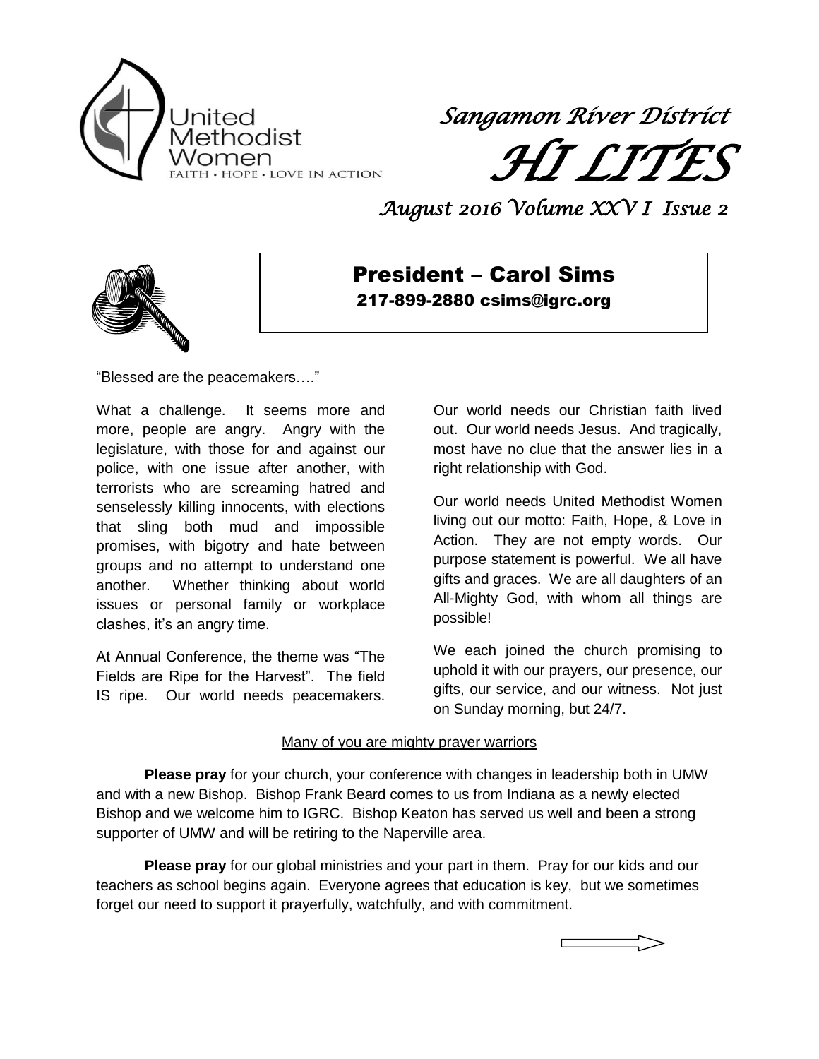United Methodist Women
FAITH • HOPE • LOVE IN ACTION

# *Sangamon River District*

# *HI LITES*

*August 2016 Volume XXV I Issue 2*

## President – Carol Sims

217-899-2880 csims@igrc.org

"Blessed are the peacemakers…."

What a challenge. It seems more and more, people are angry. Angry with the legislature, with those for and against our police, with one issue after another, with terrorists who are screaming hatred and senselessly killing innocents, with elections that sling both mud and impossible promises, with bigotry and hate between groups and no attempt to understand one another. Whether thinking about world issues or personal family or workplace clashes, it's an angry time.

At Annual Conference, the theme was "The Fields are Ripe for the Harvest". The field IS ripe. Our world needs peacemakers. Our world needs our Christian faith lived out. Our world needs Jesus. And tragically, most have no clue that the answer lies in a right relationship with God.

Our world needs United Methodist Women living out our motto: Faith, Hope, & Love in Action. They are not empty words. Our purpose statement is powerful. We all have gifts and graces. We are all daughters of an All-Mighty God, with whom all things are possible!

We each joined the church promising to uphold it with our prayers, our presence, our gifts, our service, and our witness. Not just on Sunday morning, but 24/7.

Many of you are mighty prayer warriors

**Please pray** for your church, your conference with changes in leadership both in UMW and with a new Bishop. Bishop Frank Beard comes to us from Indiana as a newly elected Bishop and we welcome him to IGRC. Bishop Keaton has served us well and been a strong supporter of UMW and will be retiring to the Naperville area.

**Please pray** for our global ministries and your part in them. Pray for our kids and our teachers as school begins again. Everyone agrees that education is key, but we sometimes forget our need to support it prayerfully, watchfully, and with commitment.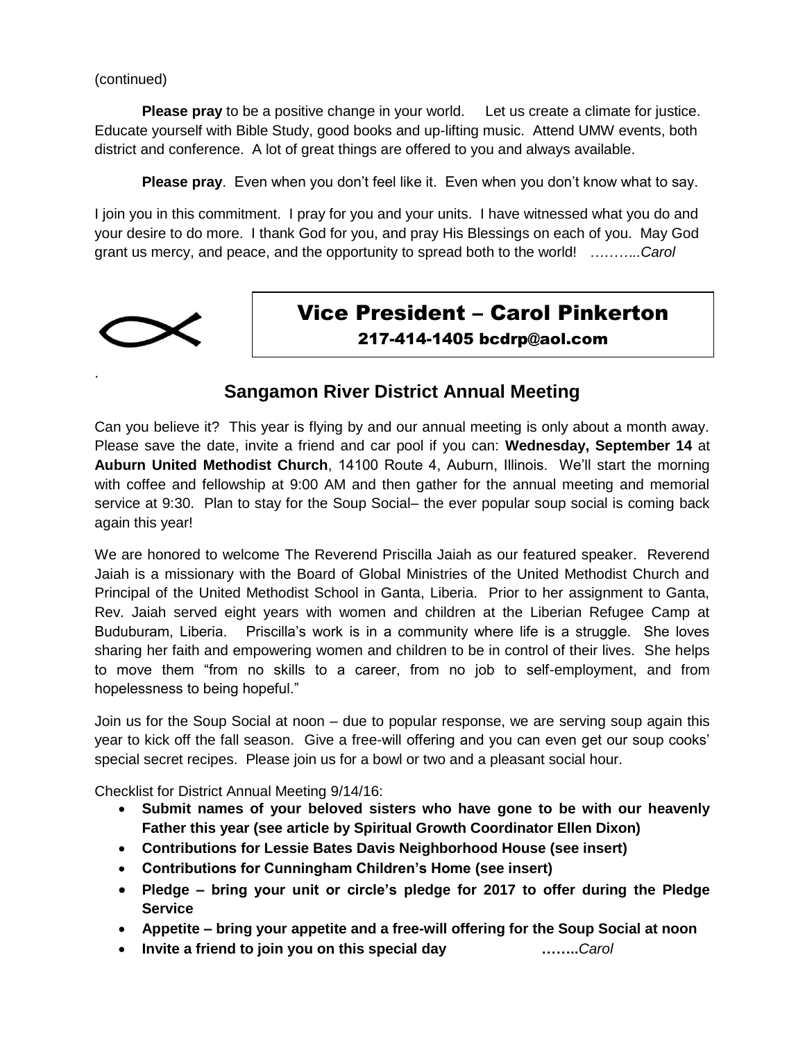(continued)

**Please pray** to be a positive change in your world. Let us create a climate for justice. Educate yourself with Bible Study, good books and up-lifting music. Attend UMW events, both district and conference. A lot of great things are offered to you and always available.

**Please pray**. Even when you don't feel like it. Even when you don't know what to say.

I join you in this commitment. I pray for you and your units. I have witnessed what you do and your desire to do more. I thank God for you, and pray His Blessings on each of you. May God grant us mercy, and peace, and the opportunity to spread both to the world! *………..Carol*

## Vice President – Carol Pinkerton

**217-414-1405 bcdrp@aol.com**

.

## Sangamon River District Annual Meeting

Can you believe it? This year is flying by and our annual meeting is only about a month away. Please save the date, invite a friend and car pool if you can: **Wednesday, September 14** at **Auburn United Methodist Church**, 14100 Route 4, Auburn, Illinois. We'll start the morning with coffee and fellowship at 9:00 AM and then gather for the annual meeting and memorial service at 9:30. Plan to stay for the Soup Social– the ever popular soup social is coming back again this year!

We are honored to welcome The Reverend Priscilla Jaiah as our featured speaker. Reverend Jaiah is a missionary with the Board of Global Ministries of the United Methodist Church and Principal of the United Methodist School in Ganta, Liberia. Prior to her assignment to Ganta, Rev. Jaiah served eight years with women and children at the Liberian Refugee Camp at Buduburam, Liberia. Priscilla's work is in a community where life is a struggle. She loves sharing her faith and empowering women and children to be in control of their lives. She helps to move them "from no skills to a career, from no job to self-employment, and from hopelessness to being hopeful."

Join us for the Soup Social at noon – due to popular response, we are serving soup again this year to kick off the fall season. Give a free-will offering and you can even get our soup cooks' special secret recipes. Please join us for a bowl or two and a pleasant social hour.

Checklist for District Annual Meeting 9/14/16:

- **Submit names of your beloved sisters who have gone to be with our heavenly Father this year (see article by Spiritual Growth Coordinator Ellen Dixon)**
- **Contributions for Lessie Bates Davis Neighborhood House (see insert)**
- **Contributions for Cunningham Children's Home (see insert)**
- **Pledge – bring your unit or circle's pledge for 2017 to offer during the Pledge Service**
- **Appetite – bring your appetite and a free-will offering for the Soup Social at noon**
- **Invite a friend to join you on this special day** **……..***Carol*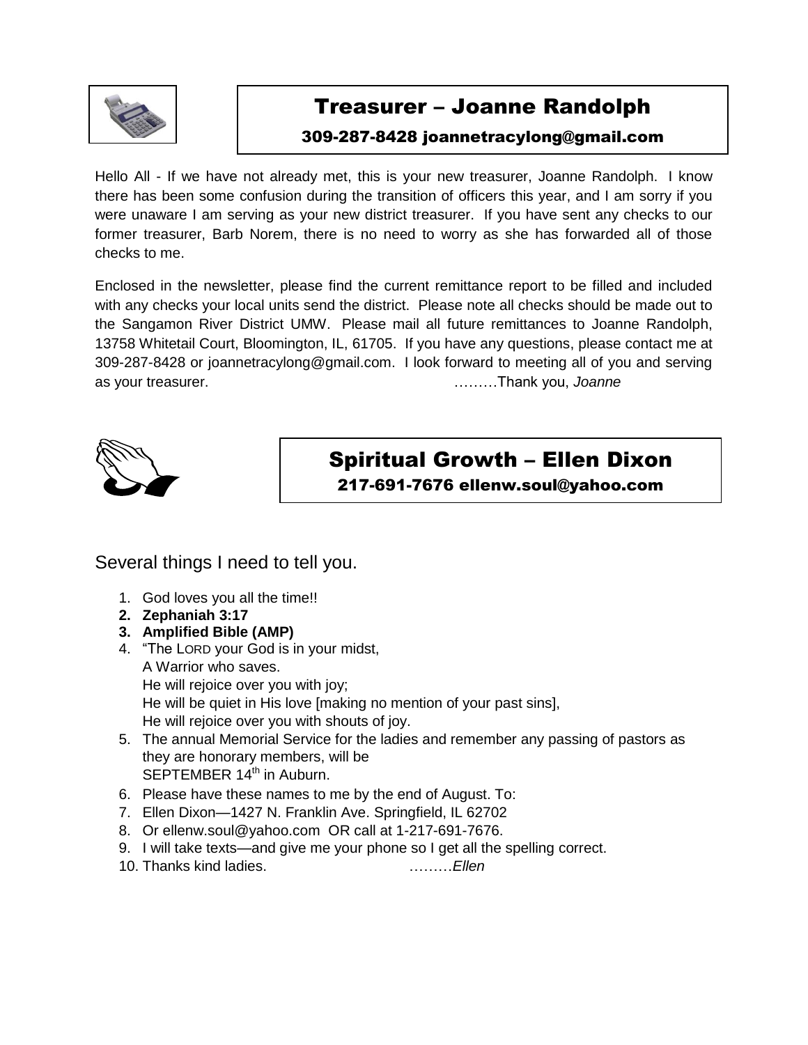## Treasurer – Joanne Randolph

309-287-8428 joannetracylong@gmail.com

Hello All - If we have not already met, this is your new treasurer, Joanne Randolph. I know there has been some confusion during the transition of officers this year, and I am sorry if you were unaware I am serving as your new district treasurer. If you have sent any checks to our former treasurer, Barb Norem, there is no need to worry as she has forwarded all of those checks to me.

Enclosed in the newsletter, please find the current remittance report to be filled and included with any checks your local units send the district. Please note all checks should be made out to the Sangamon River District UMW. Please mail all future remittances to Joanne Randolph, 13758 Whitetail Court, Bloomington, IL, 61705. If you have any questions, please contact me at 309-287-8428 or joannetracylong@gmail.com. I look forward to meeting all of you and serving as your treasurer. ………Thank you, *Joanne*

## Spiritual Growth – Ellen Dixon

217-691-7676 ellenw.soul@yahoo.com

Several things I need to tell you.

1. God loves you all the time!!
2. **Zephaniah 3:17**
3. **Amplified Bible (AMP)**
4. "The LORD your God is in your midst,
   A Warrior who saves.
   He will rejoice over you with joy;
   He will be quiet in His love [making no mention of your past sins],
   He will rejoice over you with shouts of joy.
5. The annual Memorial Service for the ladies and remember any passing of pastors as they are honorary members, will be
   SEPTEMBER 14th in Auburn.
6. Please have these names to me by the end of August. To:
7. Ellen Dixon—1427 N. Franklin Ave. Springfield, IL 62702
8. Or ellenw.soul@yahoo.com OR call at 1-217-691-7676.
9. I will take texts—and give me your phone so I get all the spelling correct.
10. Thanks kind ladies. ………*Ellen*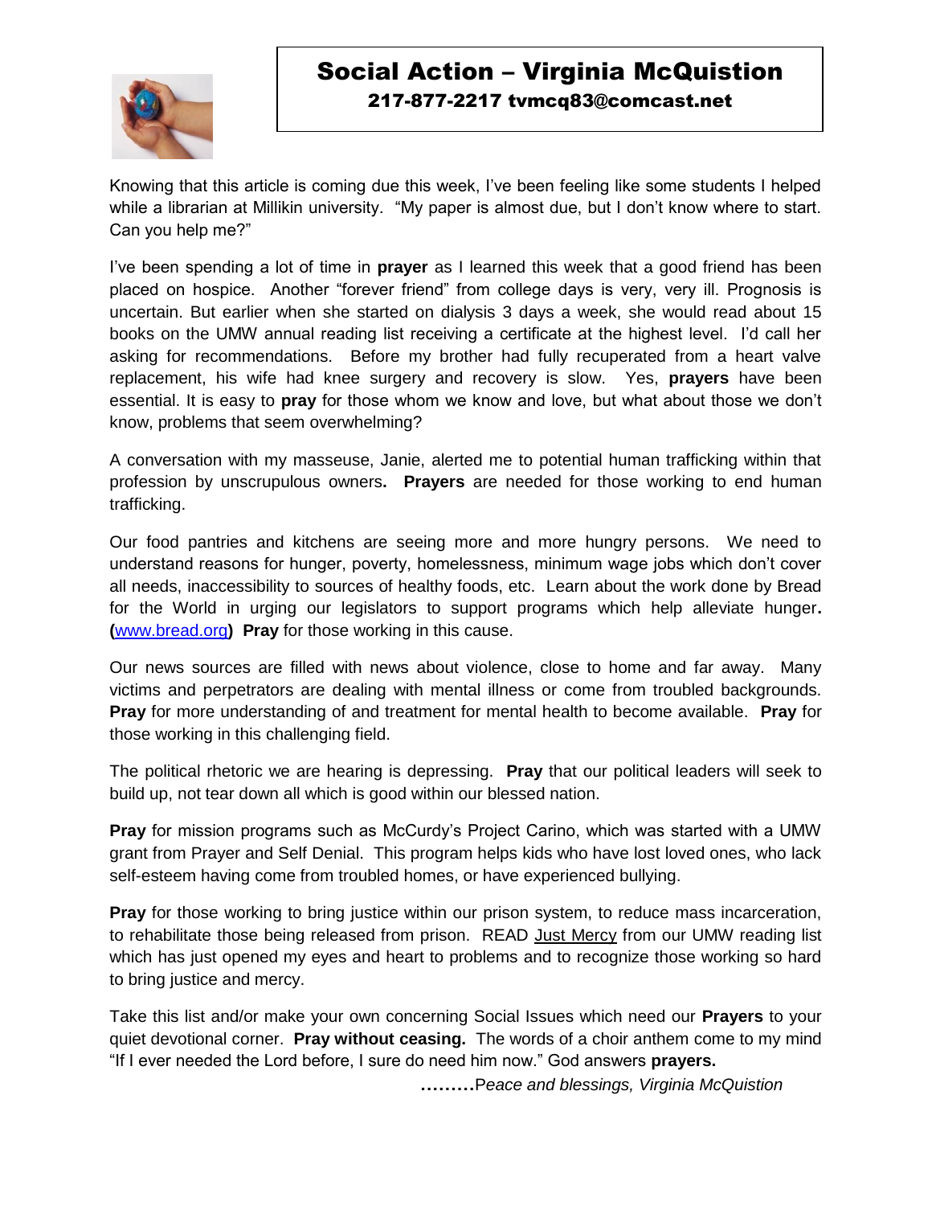# Social Action – Virginia McQuistion

**217-877-2217 tvmcq83@comcast.net**

Knowing that this article is coming due this week, I've been feeling like some students I helped while a librarian at Millikin university. "My paper is almost due, but I don't know where to start. Can you help me?"

I've been spending a lot of time in **prayer** as I learned this week that a good friend has been placed on hospice. Another "forever friend" from college days is very, very ill. Prognosis is uncertain. But earlier when she started on dialysis 3 days a week, she would read about 15 books on the UMW annual reading list receiving a certificate at the highest level. I'd call her asking for recommendations. Before my brother had fully recuperated from a heart valve replacement, his wife had knee surgery and recovery is slow. Yes, **prayers** have been essential. It is easy to **pray** for those whom we know and love, but what about those we don't know, problems that seem overwhelming?

A conversation with my masseuse, Janie, alerted me to potential human trafficking within that profession by unscrupulous owners**.** **Prayers** are needed for those working to end human trafficking.

Our food pantries and kitchens are seeing more and more hungry persons. We need to understand reasons for hunger, poverty, homelessness, minimum wage jobs which don't cover all needs, inaccessibility to sources of healthy foods, etc. Learn about the work done by Bread for the World in urging our legislators to support programs which help alleviate hunger**.** **(**www.bread.org**)** **Pray** for those working in this cause.

Our news sources are filled with news about violence, close to home and far away. Many victims and perpetrators are dealing with mental illness or come from troubled backgrounds. **Pray** for more understanding of and treatment for mental health to become available. **Pray** for those working in this challenging field.

The political rhetoric we are hearing is depressing. **Pray** that our political leaders will seek to build up, not tear down all which is good within our blessed nation.

**Pray** for mission programs such as McCurdy's Project Carino, which was started with a UMW grant from Prayer and Self Denial. This program helps kids who have lost loved ones, who lack self-esteem having come from troubled homes, or have experienced bullying.

**Pray** for those working to bring justice within our prison system, to reduce mass incarceration, to rehabilitate those being released from prison. READ Just Mercy from our UMW reading list which has just opened my eyes and heart to problems and to recognize those working so hard to bring justice and mercy.

Take this list and/or make your own concerning Social Issues which need our **Prayers** to your quiet devotional corner. **Pray without ceasing.** The words of a choir anthem come to my mind "If I ever needed the Lord before, I sure do need him now." God answers **prayers.**

………*Peace and blessings, Virginia McQuistion*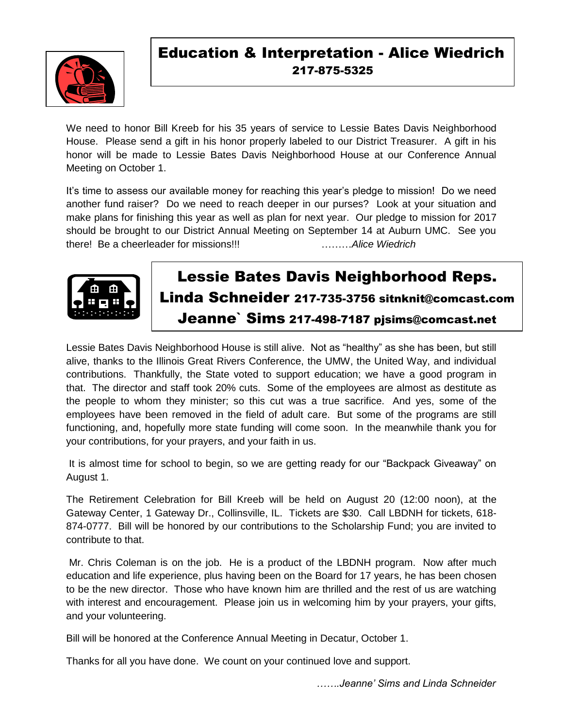## Education & Interpretation - Alice Wiedrich
**217-875-5325**

We need to honor Bill Kreeb for his 35 years of service to Lessie Bates Davis Neighborhood House. Please send a gift in his honor properly labeled to our District Treasurer. A gift in his honor will be made to Lessie Bates Davis Neighborhood House at our Conference Annual Meeting on October 1.

It's time to assess our available money for reaching this year's pledge to mission! Do we need another fund raiser? Do we need to reach deeper in our purses? Look at your situation and make plans for finishing this year as well as plan for next year. Our pledge to mission for 2017 should be brought to our District Annual Meeting on September 14 at Auburn UMC. See you there! Be a cheerleader for missions!!! ………*Alice Wiedrich*

## Lessie Bates Davis Neighborhood Reps.
**Linda Schneider 217-735-3756 sitnknit@comcast.com**
**Jeanne` Sims 217-498-7187 pjsims@comcast.net**

Lessie Bates Davis Neighborhood House is still alive. Not as "healthy" as she has been, but still alive, thanks to the Illinois Great Rivers Conference, the UMW, the United Way, and individual contributions. Thankfully, the State voted to support education; we have a good program in that. The director and staff took 20% cuts. Some of the employees are almost as destitute as the people to whom they minister; so this cut was a true sacrifice. And yes, some of the employees have been removed in the field of adult care. But some of the programs are still functioning, and, hopefully more state funding will come soon. In the meanwhile thank you for your contributions, for your prayers, and your faith in us.

It is almost time for school to begin, so we are getting ready for our "Backpack Giveaway" on August 1.

The Retirement Celebration for Bill Kreeb will be held on August 20 (12:00 noon), at the Gateway Center, 1 Gateway Dr., Collinsville, IL. Tickets are $30. Call LBDNH for tickets, 618-874-0777. Bill will be honored by our contributions to the Scholarship Fund; you are invited to contribute to that.

Mr. Chris Coleman is on the job. He is a product of the LBDNH program. Now after much education and life experience, plus having been on the Board for 17 years, he has been chosen to be the new director. Those who have known him are thrilled and the rest of us are watching with interest and encouragement. Please join us in welcoming him by your prayers, your gifts, and your volunteering.

Bill will be honored at the Conference Annual Meeting in Decatur, October 1.

Thanks for all you have done. We count on your continued love and support.

*…….Jeanne' Sims and Linda Schneider*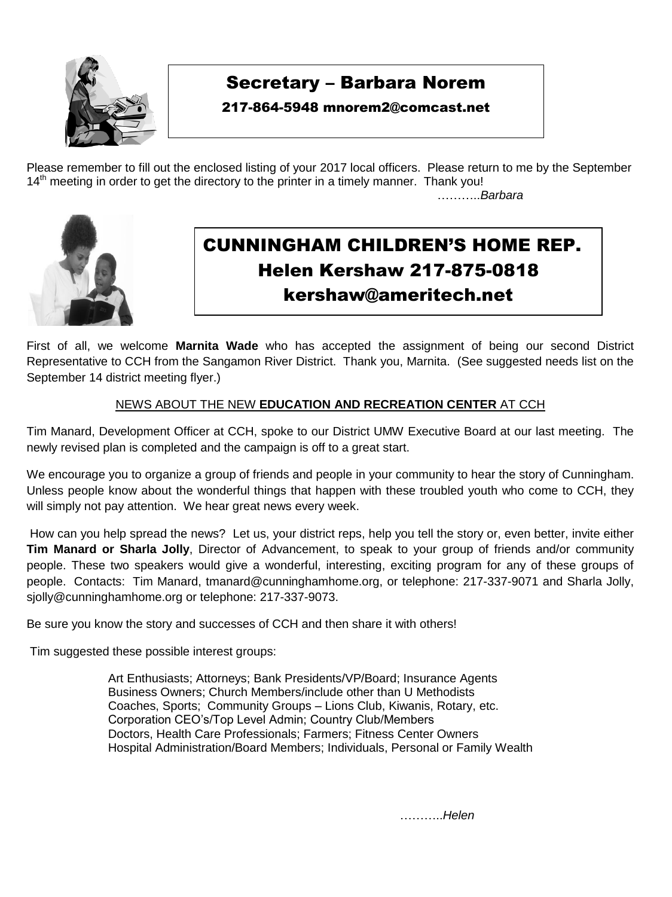## Secretary – Barbara Norem

217-864-5948 mnorem2@comcast.net

Please remember to fill out the enclosed listing of your 2017 local officers. Please return to me by the September 14th meeting in order to get the directory to the printer in a timely manner. Thank you!

………..*Barbara*

## CUNNINGHAM CHILDREN'S HOME REP.

### Helen Kershaw 217-875-0818

### kershaw@ameritech.net

First of all, we welcome **Marnita Wade** who has accepted the assignment of being our second District Representative to CCH from the Sangamon River District. Thank you, Marnita. (See suggested needs list on the September 14 district meeting flyer.)

NEWS ABOUT THE NEW **EDUCATION AND RECREATION CENTER** AT CCH

Tim Manard, Development Officer at CCH, spoke to our District UMW Executive Board at our last meeting. The newly revised plan is completed and the campaign is off to a great start.

We encourage you to organize a group of friends and people in your community to hear the story of Cunningham. Unless people know about the wonderful things that happen with these troubled youth who come to CCH, they will simply not pay attention. We hear great news every week.

How can you help spread the news? Let us, your district reps, help you tell the story or, even better, invite either **Tim Manard or Sharla Jolly**, Director of Advancement, to speak to your group of friends and/or community people. These two speakers would give a wonderful, interesting, exciting program for any of these groups of people. Contacts: Tim Manard, tmanard@cunninghamhome.org, or telephone: 217-337-9071 and Sharla Jolly, sjolly@cunninghamhome.org or telephone: 217-337-9073.

Be sure you know the story and successes of CCH and then share it with others!

Tim suggested these possible interest groups:

Art Enthusiasts; Attorneys; Bank Presidents/VP/Board; Insurance Agents
Business Owners; Church Members/include other than U Methodists
Coaches, Sports; Community Groups – Lions Club, Kiwanis, Rotary, etc.
Corporation CEO's/Top Level Admin; Country Club/Members
Doctors, Health Care Professionals; Farmers; Fitness Center Owners
Hospital Administration/Board Members; Individuals, Personal or Family Wealth

………..*Helen*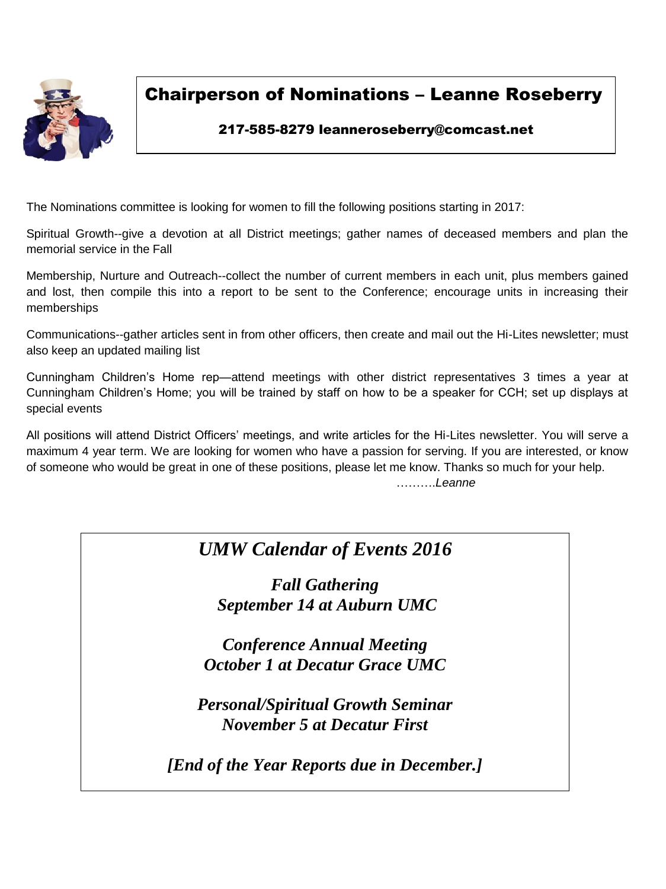## Chairperson of Nominations – Leanne Roseberry

**217-585-8279 leanneroseberry@comcast.net**

The Nominations committee is looking for women to fill the following positions starting in 2017:

Spiritual Growth--give a devotion at all District meetings; gather names of deceased members and plan the memorial service in the Fall

Membership, Nurture and Outreach--collect the number of current members in each unit, plus members gained and lost, then compile this into a report to be sent to the Conference; encourage units in increasing their memberships

Communications--gather articles sent in from other officers, then create and mail out the Hi-Lites newsletter; must also keep an updated mailing list

Cunningham Children's Home rep—attend meetings with other district representatives 3 times a year at Cunningham Children's Home; you will be trained by staff on how to be a speaker for CCH; set up displays at special events

All positions will attend District Officers' meetings, and write articles for the Hi-Lites newsletter. You will serve a maximum 4 year term. We are looking for women who have a passion for serving. If you are interested, or know of someone who would be great in one of these positions, please let me know. Thanks so much for your help.

……….*Leanne*

### *UMW Calendar of Events 2016*

***Fall Gathering***
***September 14 at Auburn UMC***

***Conference Annual Meeting***
***October 1 at Decatur Grace UMC***

***Personal/Spiritual Growth Seminar***
***November 5 at Decatur First***

***[End of the Year Reports due in December.]***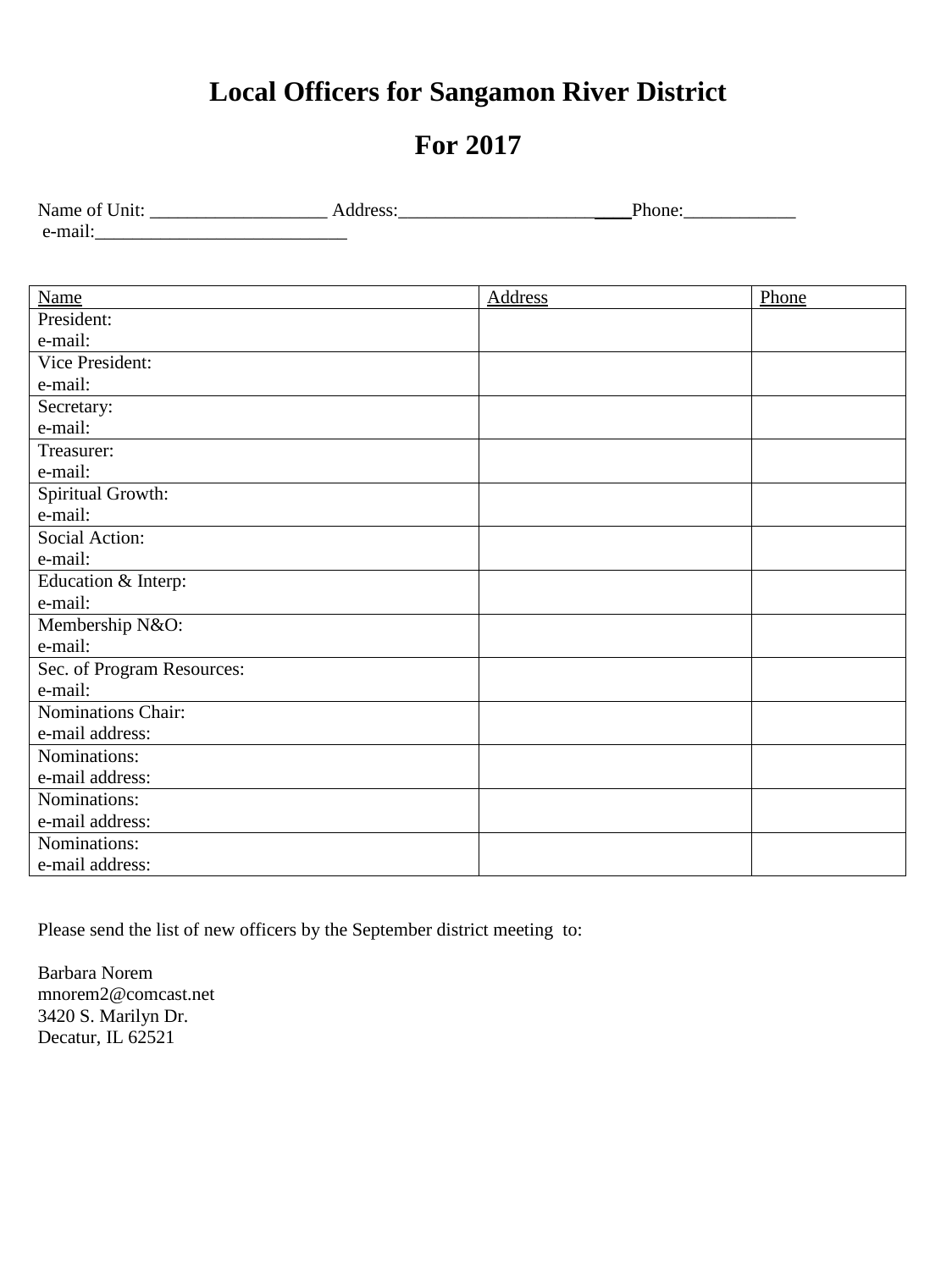# Local Officers for Sangamon River District

# For 2017

Name of Unit: ___________________ Address:_________________________Phone:____________
e-mail:___________________________

| Name | Address | Phone |
|---|---|---|
| President:<br>e-mail: | | |
| Vice President:<br>e-mail: | | |
| Secretary:<br>e-mail: | | |
| Treasurer:<br>e-mail: | | |
| Spiritual Growth:<br>e-mail: | | |
| Social Action:<br>e-mail: | | |
| Education & Interp:<br>e-mail: | | |
| Membership N&O:<br>e-mail: | | |
| Sec. of Program Resources:<br>e-mail: | | |
| Nominations Chair:<br>e-mail address: | | |
| Nominations:<br>e-mail address: | | |
| Nominations:<br>e-mail address: | | |
| Nominations:<br>e-mail address: | | |

Please send the list of new officers by the September district meeting to:

Barbara Norem
mnorem2@comcast.net
3420 S. Marilyn Dr.
Decatur, IL 62521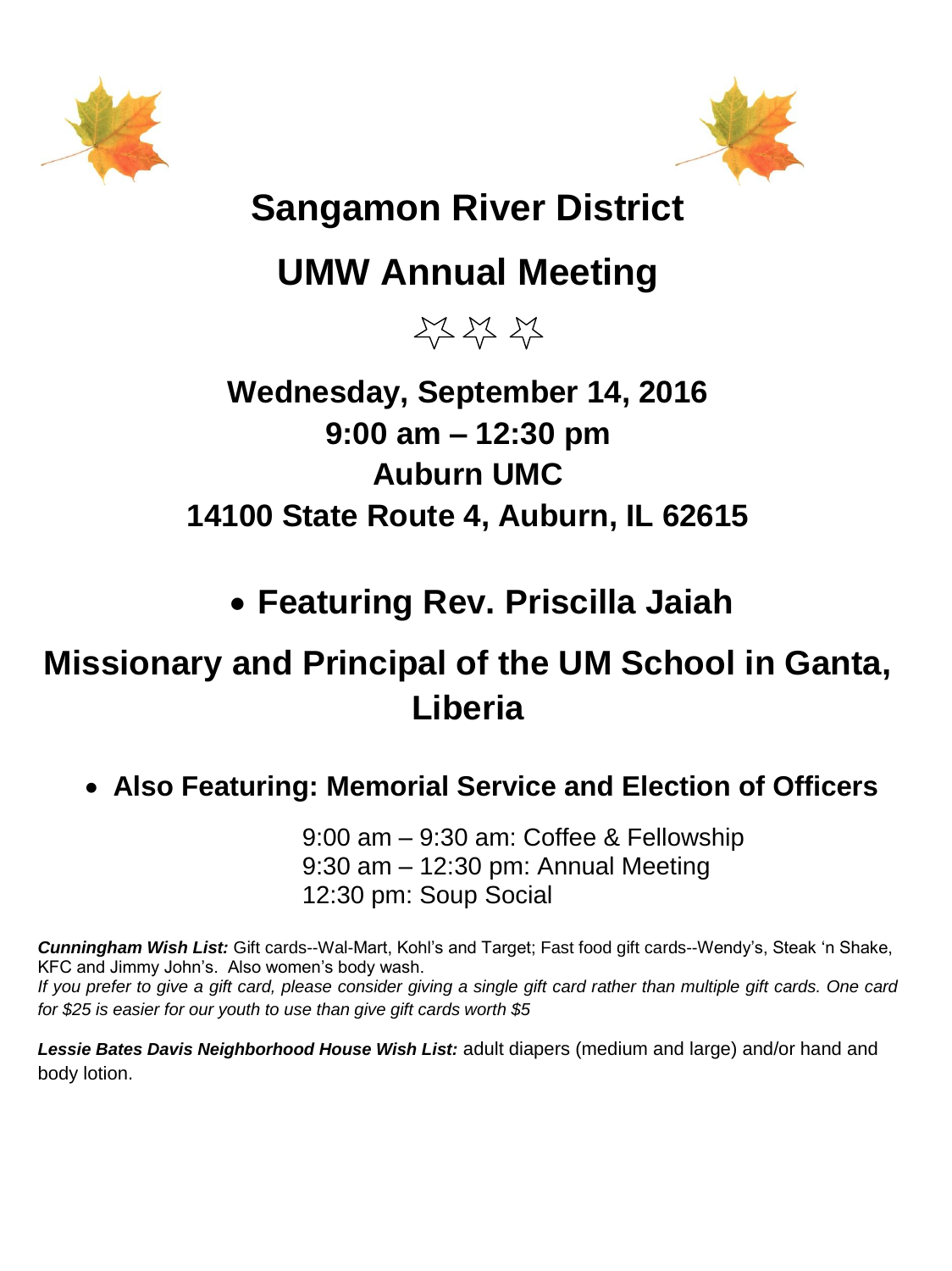# Sangamon River District

# UMW Annual Meeting

☆ ☆ ☆

## Wednesday, September 14, 2016
## 9:00 am – 12:30 pm
## Auburn UMC
## 14100 State Route 4, Auburn, IL 62615

- **Featuring Rev. Priscilla Jaiah**

## Missionary and Principal of the UM School in Ganta, Liberia

- **Also Featuring: Memorial Service and Election of Officers**

9:00 am – 9:30 am: Coffee & Fellowship
9:30 am – 12:30 pm: Annual Meeting
12:30 pm: Soup Social

***Cunningham Wish List:*** Gift cards--Wal-Mart, Kohl's and Target; Fast food gift cards--Wendy's, Steak 'n Shake, KFC and Jimmy John's. Also women's body wash.
*If you prefer to give a gift card, please consider giving a single gift card rather than multiple gift cards. One card for $25 is easier for our youth to use than give gift cards worth $5*

***Lessie Bates Davis Neighborhood House Wish List:*** adult diapers (medium and large) and/or hand and body lotion.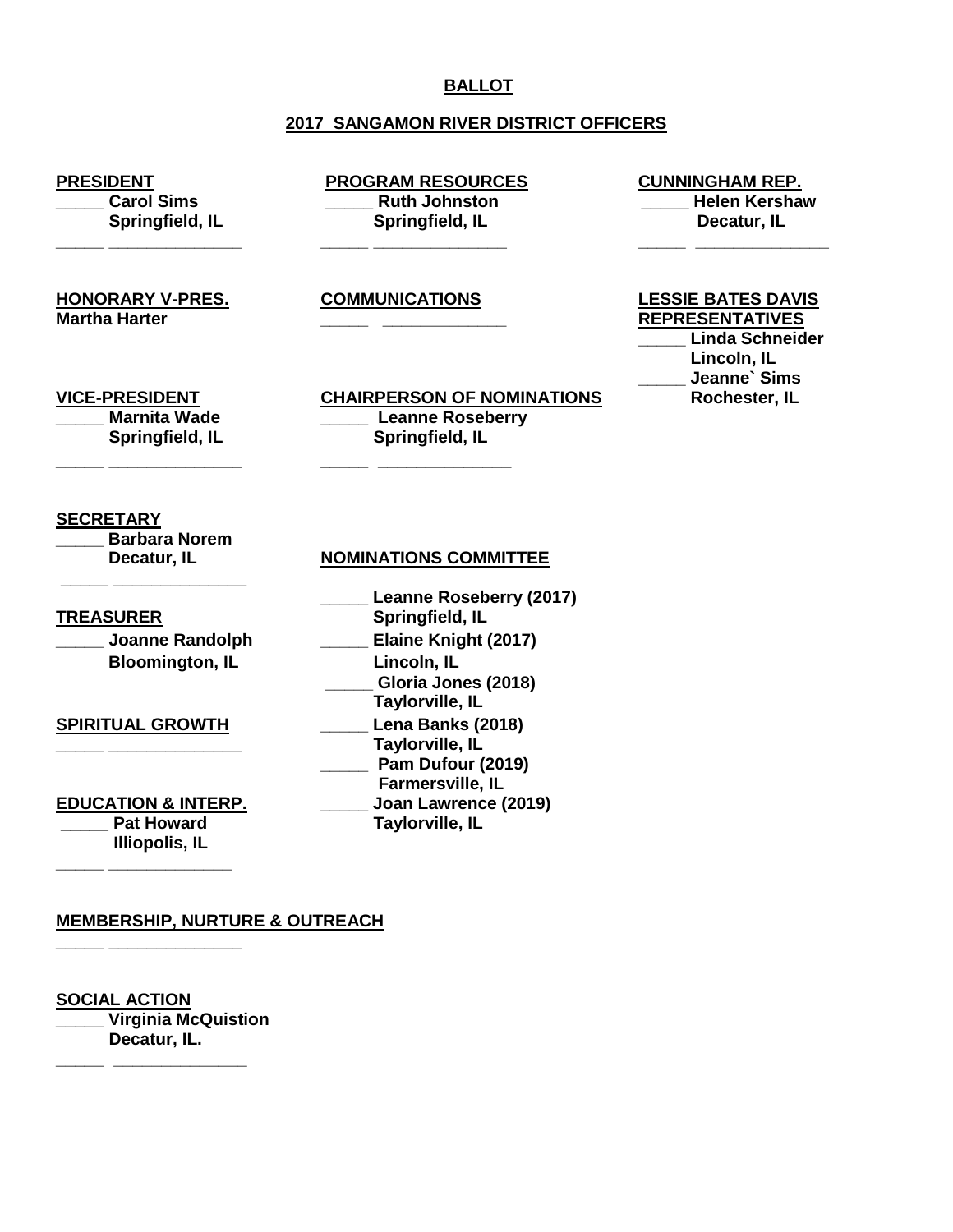**BALLOT**

**2017 SANGAMON RIVER DISTRICT OFFICERS**

**PRESIDENT**
_____ Carol Sims
Springfield, IL
_____ ______________

**HONORARY V-PRES.**
Martha Harter

**VICE-PRESIDENT**
_____ Marnita Wade
Springfield, IL
_____ ______________

**SECRETARY**
_____ Barbara Norem
Decatur, IL
_____ ______________

**TREASURER**
_____ Joanne Randolph
Bloomington, IL

**SPIRITUAL GROWTH**
_____ ______________

**EDUCATION & INTERP.**
_____ Pat Howard
Illiopolis, IL
_____ ______________

**MEMBERSHIP, NURTURE & OUTREACH**
_____ ______________

**SOCIAL ACTION**
_____ Virginia McQuistion
Decatur, IL.
_____ ______________

**PROGRAM RESOURCES**
_____ Ruth Johnston
Springfield, IL
_____ ______________

**COMMUNICATIONS**
_____ ______________

**CHAIRPERSON OF NOMINATIONS**
_____ Leanne Roseberry
Springfield, IL
_____ ______________

**NOMINATIONS COMMITTEE**

_____ Leanne Roseberry (2017)
Springfield, IL
_____ Elaine Knight (2017)
Lincoln, IL
_____ Gloria Jones (2018)
Taylorville, IL
_____ Lena Banks (2018)
Taylorville, IL
_____ Pam Dufour (2019)
Farmersville, IL
_____ Joan Lawrence (2019)
Taylorville, IL

**CUNNINGHAM REP.**
_____ Helen Kershaw
Decatur, IL
_____ ______________

**LESSIE BATES DAVIS REPRESENTATIVES**
_____ Linda Schneider
Lincoln, IL
_____ Jeanne` Sims
Rochester, IL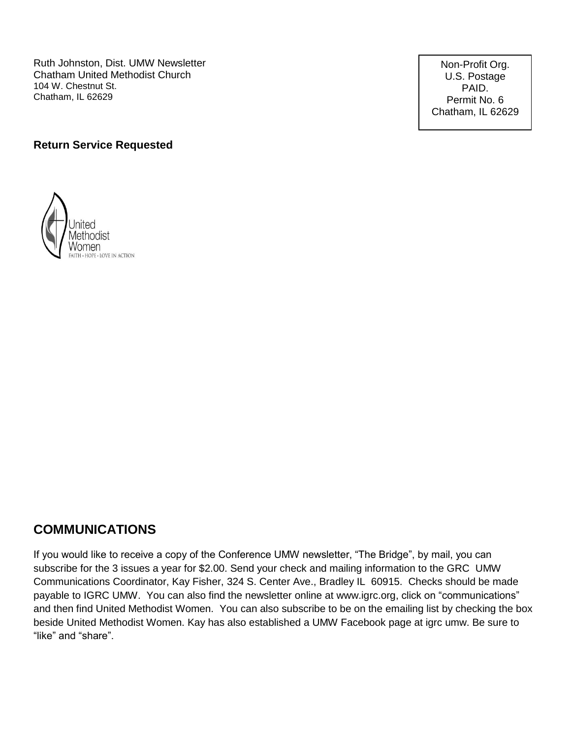Ruth Johnston, Dist. UMW Newsletter
Chatham United Methodist Church
104 W. Chestnut St.
Chatham, IL 62629

Non-Profit Org.
U.S. Postage
PAID.
Permit No. 6
Chatham, IL 62629

**Return Service Requested**

United
Methodist
Women
FAITH • HOPE • LOVE IN ACTION

## COMMUNICATIONS

If you would like to receive a copy of the Conference UMW newsletter, "The Bridge", by mail, you can subscribe for the 3 issues a year for $2.00. Send your check and mailing information to the GRC UMW Communications Coordinator, Kay Fisher, 324 S. Center Ave., Bradley IL 60915. Checks should be made payable to IGRC UMW. You can also find the newsletter online at www.igrc.org, click on "communications" and then find United Methodist Women. You can also subscribe to be on the emailing list by checking the box beside United Methodist Women. Kay has also established a UMW Facebook page at igrc umw. Be sure to "like" and "share".